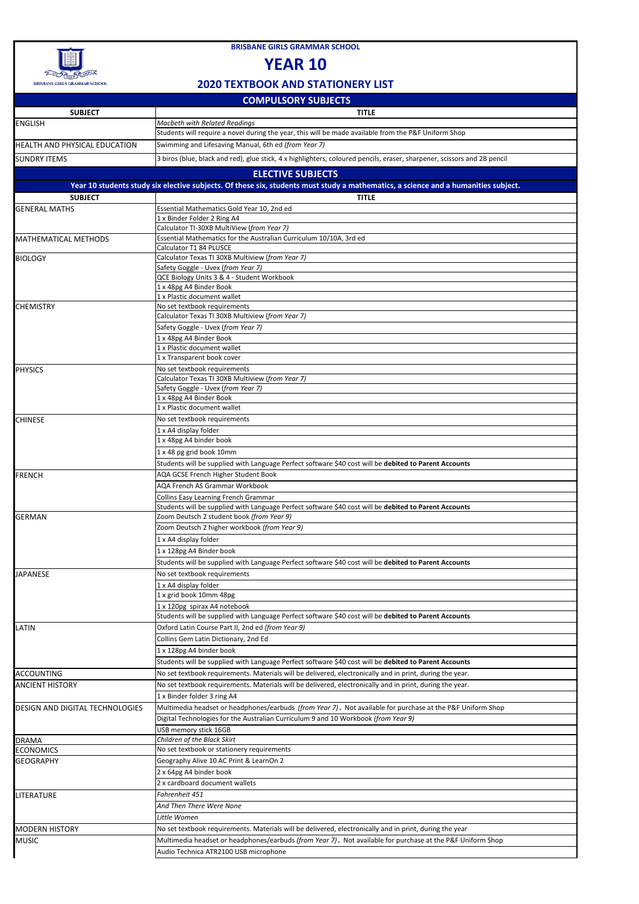**BRISBANE GIRLS GRAMMAR SCHOOL**

# YEAR 10

## 2020 TEXTBOOK AND STATIONERY LIST

### COMPULSORY SUBJECTS

| SUBJECT | TITLE |
|---|---|
| ENGLISH | *Macbeth with Related Readings* |
| | Students will require a novel during the year, this will be made available from the P&F Uniform Shop |
| HEALTH AND PHYSICAL EDUCATION | Swimming and Lifesaving Manual, 6th ed *(from Year 7)* |
| SUNDRY ITEMS | 3 biros (blue, black and red), glue stick, 4 x highlighters, coloured pencils, eraser, sharpener, scissors and 2B pencil |

### ELECTIVE SUBJECTS

**Year 10 students study six elective subjects. Of these six, students must study a mathematics, a science and a humanities subject.**

| SUBJECT | TITLE |
|---|---|
| GENERAL MATHS | Essential Mathematics Gold Year 10, 2nd ed |
| | 1 x Binder Folder 2 Ring A4 |
| | Calculator TI-30XB MultiView (*from Year 7)* |
| MATHEMATICAL METHODS | Essential Mathematics for the Australian Curriculum 10/10A, 3rd ed |
| | Calculator T1 84 PLUSCE |
| BIOLOGY | Calculator Texas TI 30XB Multiview (*from Year 7)* |
| | Safety Goggle - Uvex (*from Year 7)* |
| | QCE Biology Units 3 & 4 - Student Workbook |
| | 1 x 48pg A4 Binder Book |
| | 1 x Plastic document wallet |
| CHEMISTRY | No set textbook requirements |
| | Calculator Texas TI 30XB Multiview (*from Year 7)* |
| | Safety Goggle - Uvex (*from Year 7)* |
| | 1 x 48pg A4 Binder Book |
| | 1 x Plastic document wallet |
| | 1 x Transparent book cover |
| PHYSICS | No set textbook requirements |
| | Calculator Texas TI 30XB Multiview (*from Year 7)* |
| | Safety Goggle - Uvex (*from Year 7)* |
| | 1 x 48pg A4 Binder Book |
| | 1 x Plastic document wallet |
| CHINESE | No set textbook requirements |
| | 1 x A4 display folder |
| | 1 x 48pg A4 binder book |
| | 1 x 48 pg grid book 10mm |
| | Students will be supplied with Language Perfect software $40 cost will be **debited to Parent Accounts** |
| FRENCH | AQA GCSE French Higher Student Book |
| | AQA French AS Grammar Workbook |
| | Collins Easy Learning French Grammar |
| | Students will be supplied with Language Perfect software $40 cost will be **debited to Parent Accounts** |
| GERMAN | Zoom Deutsch 2 student book *(from Year 9)* |
| | Zoom Deutsch 2 higher workbook *(from Year 9)* |
| | 1 x A4 display folder |
| | 1 x 128pg A4 Binder book |
| | Students will be supplied with Language Perfect software $40 cost will be **debited to Parent Accounts** |
| JAPANESE | No set textbook requirements |
| | 1 x A4 display folder |
| | 1 x grid book 10mm 48pg |
| | 1 x 120pg spirax A4 notebook |
| | Students will be supplied with Language Perfect software $40 cost will be **debited to Parent Accounts** |
| LATIN | Oxford Latin Course Part II, 2nd ed *(from Year 9)* |
| | Collins Gem Latin Dictionary, 2nd Ed |
| | 1 x 128pg A4 binder book |
| | Students will be supplied with Language Perfect software $40 cost will be **debited to Parent Accounts** |
| ACCOUNTING | No set textbook requirements. Materials will be delivered, electronically and in print, during the year. |
| ANCIENT HISTORY | No set textbook requirements. Materials will be delivered, electronically and in print, during the year. |
| | 1 x Binder folder 3 ring A4 |
| DESIGN AND DIGITAL TECHNOLOGIES | Multimedia headset or headphones/earbuds *(from Year 7)*. Not available for purchase at the P&F Uniform Shop |
| | Digital Technologies for the Australian Curriculum 9 and 10 Workbook *(from Year 9)* |
| | USB memory stick 16GB |
| DRAMA | *Children of the Black Skirt* |
| ECONOMICS | No set textbook or stationery requirements |
| GEOGRAPHY | Geography Alive 10 AC Print & LearnOn 2 |
| | 2 x 64pg A4 binder book |
| | 2 x cardboard document wallets |
| LITERATURE | *Fahrenheit 451* |
| | *And Then There Were None* |
| | *Little Women* |
| MODERN HISTORY | No set textbook requirements. Materials will be delivered, electronically and in print, during the year |
| MUSIC | Multimedia headset or headphones/earbuds *(from Year 7)*. Not available for purchase at the P&F Uniform Shop |
| | Audio Technica ATR2100 USB microphone |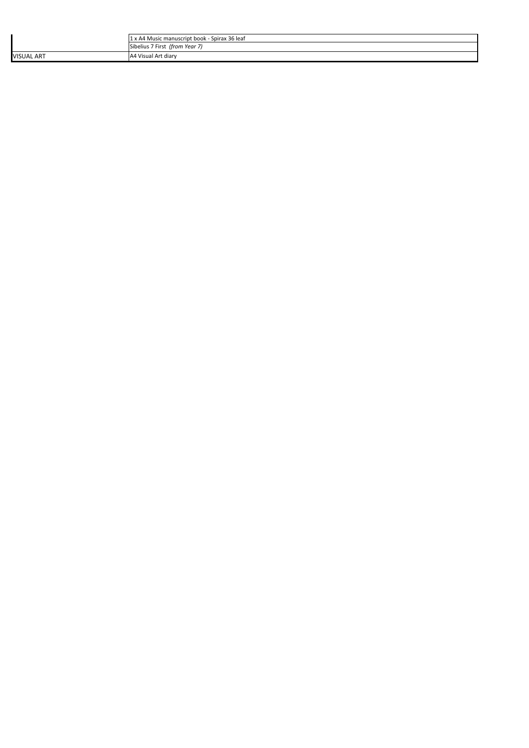| | |
|---|---|
| | 1 x A4 Music manuscript book - Spirax 36 leaf |
| | Sibelius 7 First *(from Year 7)* |
| VISUAL ART | A4 Visual Art diary |